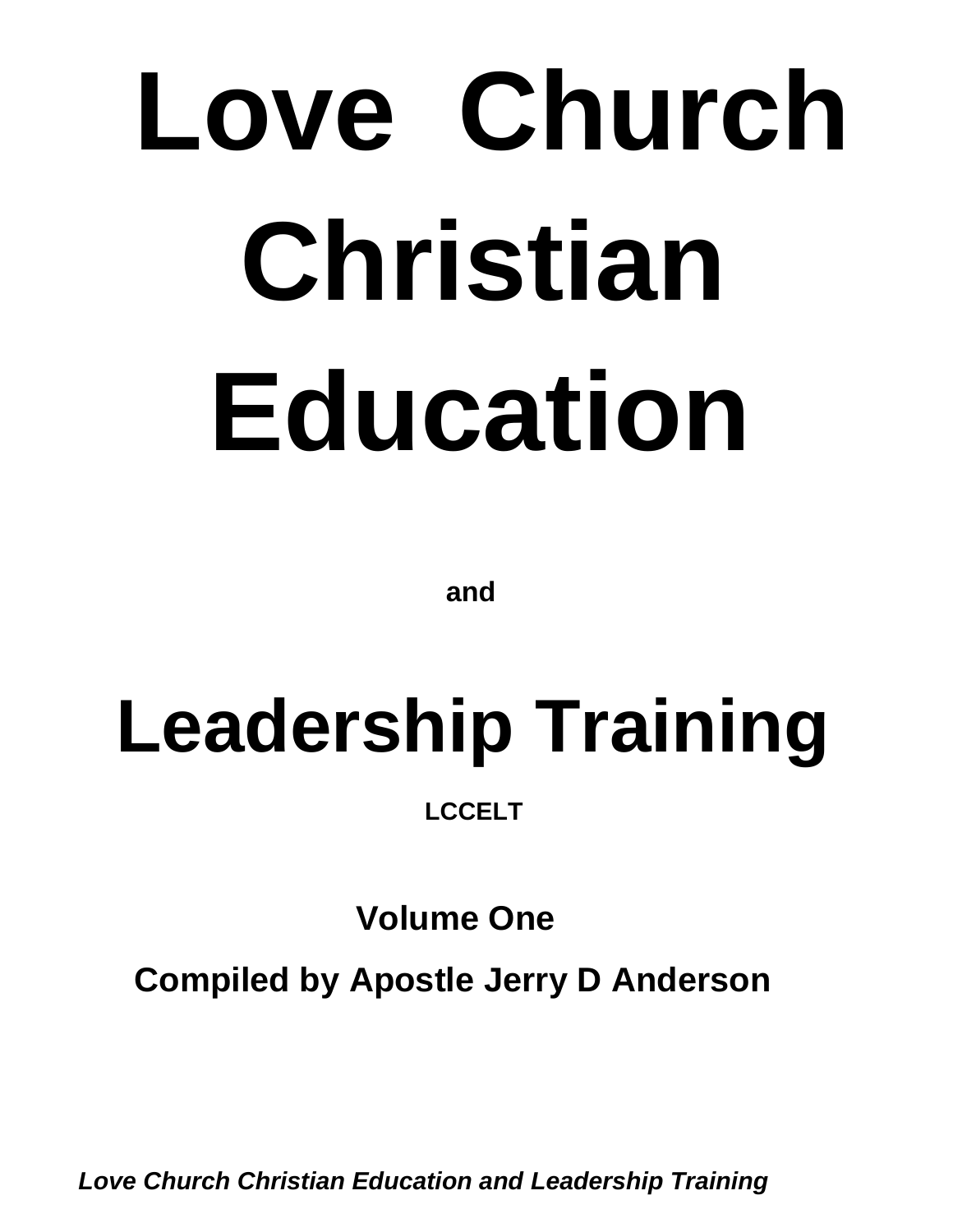# Love Church Christian Education

**and**

# Leadership Training

**LCCELT**

**Volume One**

**Compiled by Apostle Jerry D Anderson**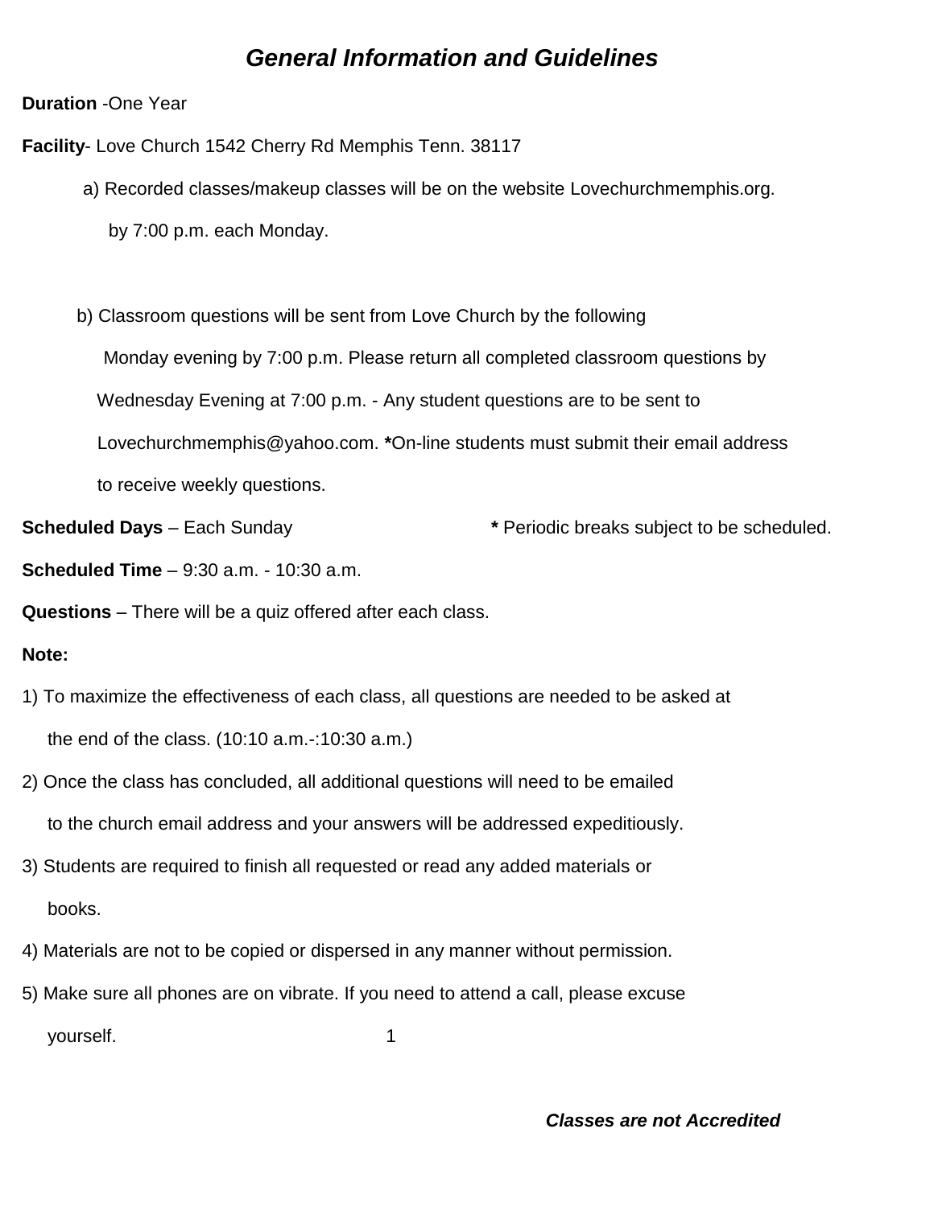## *General Information and Guidelines*

**Duration** -One Year

**Facility**- Love Church 1542 Cherry Rd Memphis Tenn. 38117

a) Recorded classes/makeup classes will be on the website Lovechurchmemphis.org. by 7:00 p.m. each Monday.

b) Classroom questions will be sent from Love Church by the following Monday evening by 7:00 p.m. Please return all completed classroom questions by Wednesday Evening at 7:00 p.m. - Any student questions are to be sent to Lovechurchmemphis@yahoo.com. **\***On-line students must submit their email address to receive weekly questions.

**Scheduled Days** – Each Sunday **\*** Periodic breaks subject to be scheduled.

**Scheduled Time** – 9:30 a.m. - 10:30 a.m.

**Questions** – There will be a quiz offered after each class.

**Note:**

1) To maximize the effectiveness of each class, all questions are needed to be asked at the end of the class. (10:10 a.m.-:10:30 a.m.)

2) Once the class has concluded, all additional questions will need to be emailed to the church email address and your answers will be addressed expeditiously.

3) Students are required to finish all requested or read any added materials or books.

4) Materials are not to be copied or dispersed in any manner without permission.

5) Make sure all phones are on vibrate. If you need to attend a call, please excuse yourself.

***Classes are not Accredited***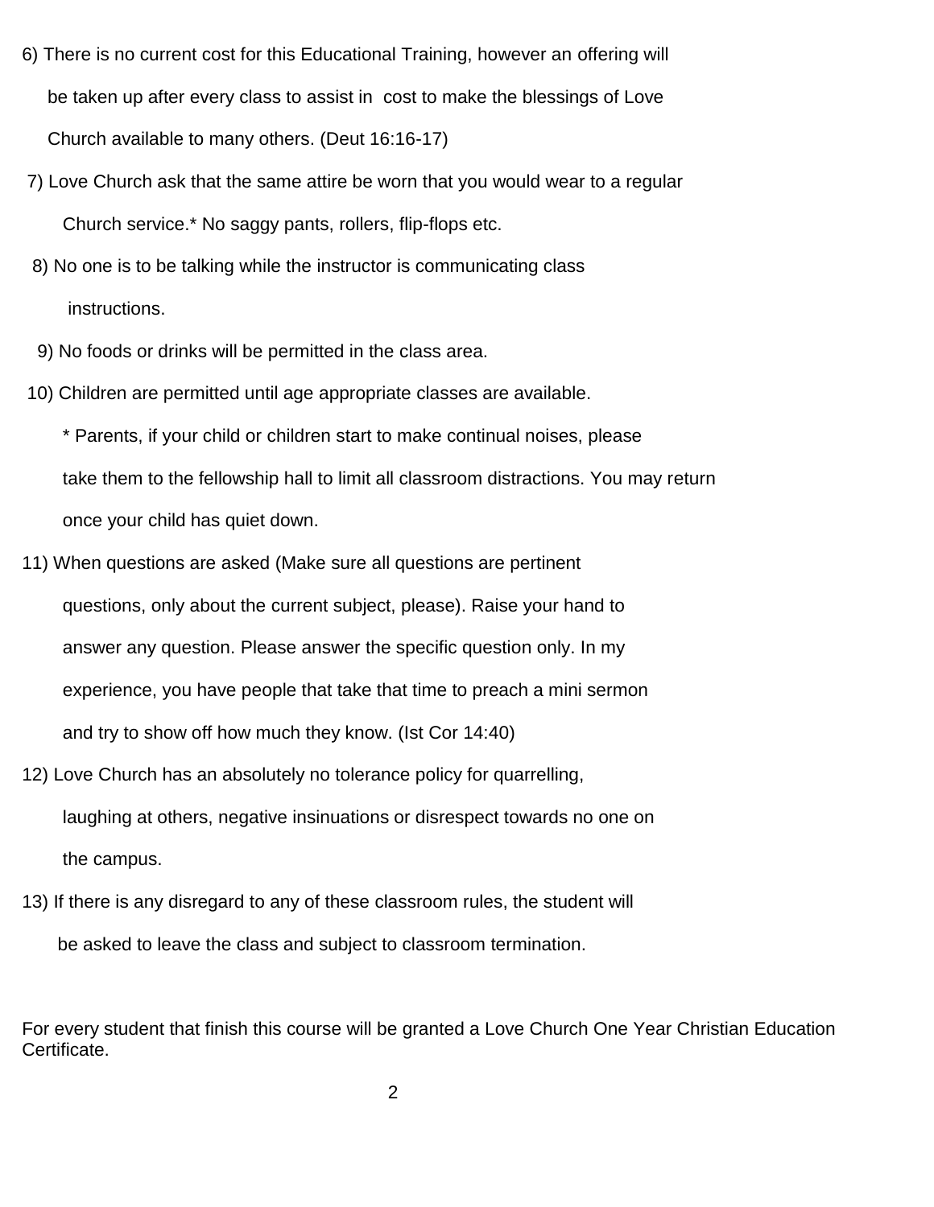6) There is no current cost for this Educational Training, however an offering will be taken up after every class to assist in cost to make the blessings of Love Church available to many others. (Deut 16:16-17)

7) Love Church ask that the same attire be worn that you would wear to a regular Church service.* No saggy pants, rollers, flip-flops etc.

8) No one is to be talking while the instructor is communicating class instructions.

9) No foods or drinks will be permitted in the class area.

10) Children are permitted until age appropriate classes are available.

   * Parents, if your child or children start to make continual noises, please take them to the fellowship hall to limit all classroom distractions. You may return once your child has quiet down.

11) When questions are asked (Make sure all questions are pertinent questions, only about the current subject, please). Raise your hand to answer any question. Please answer the specific question only. In my experience, you have people that take that time to preach a mini sermon and try to show off how much they know. (Ist Cor 14:40)

12) Love Church has an absolutely no tolerance policy for quarrelling, laughing at others, negative insinuations or disrespect towards no one on the campus.

13) If there is any disregard to any of these classroom rules, the student will be asked to leave the class and subject to classroom termination.

For every student that finish this course will be granted a Love Church One Year Christian Education Certificate.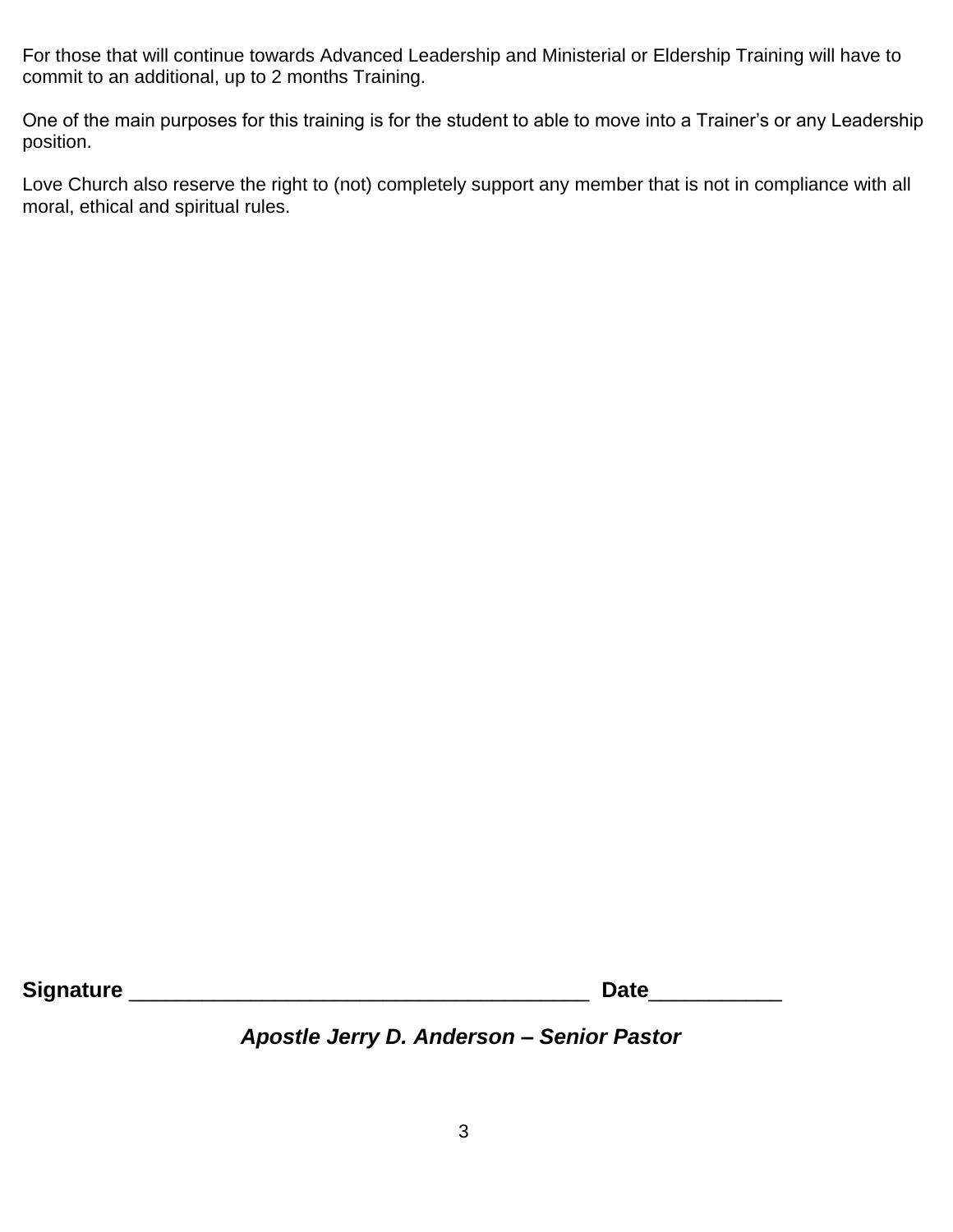For those that will continue towards Advanced Leadership and Ministerial or Eldership Training will have to commit to an additional, up to 2 months Training.

One of the main purposes for this training is for the student to able to move into a Trainer's or any Leadership position.

Love Church also reserve the right to (not) completely support any member that is not in compliance with all moral, ethical and spiritual rules.

**Signature** ________________________________________ **Date**___________

***Apostle Jerry D. Anderson – Senior Pastor***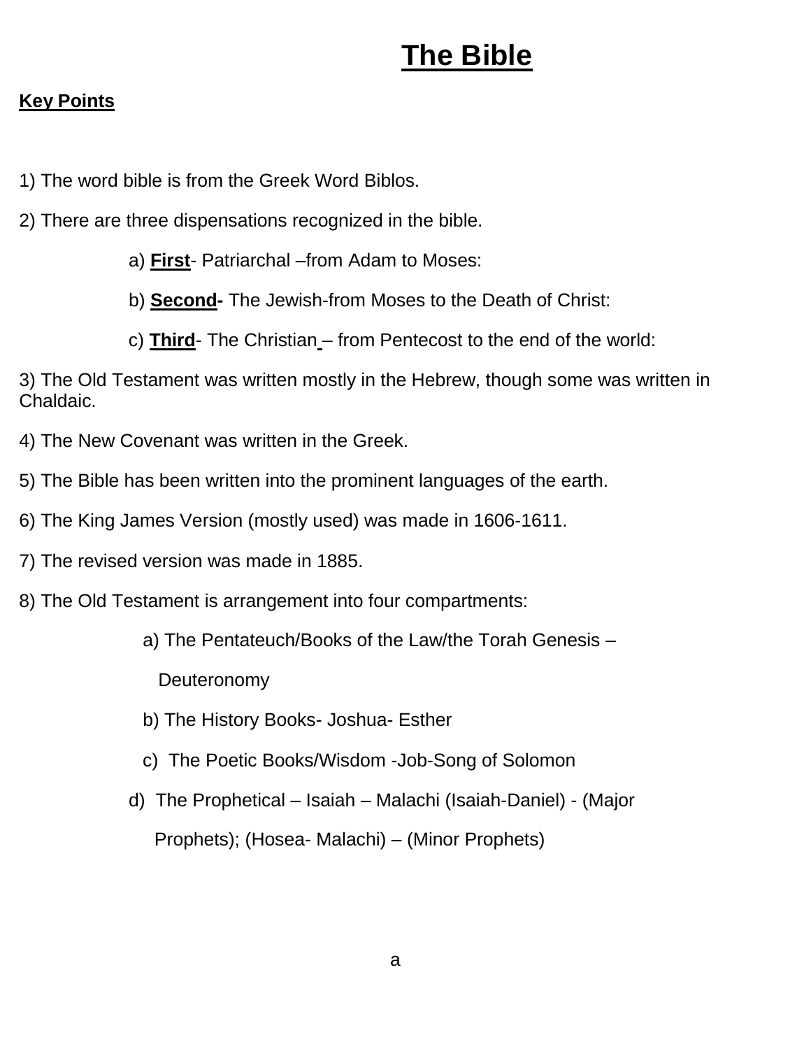# The Bible

**Key Points**

1) The word bible is from the Greek Word Biblos.

2) There are three dispensations recognized in the bible.

   a) **First**- Patriarchal –from Adam to Moses:

   b) **Second-** The Jewish-from Moses to the Death of Christ:

   c) **Third**- The Christian – from Pentecost to the end of the world:

3) The Old Testament was written mostly in the Hebrew, though some was written in Chaldaic.

4) The New Covenant was written in the Greek.

5) The Bible has been written into the prominent languages of the earth.

6) The King James Version (mostly used) was made in 1606-1611.

7) The revised version was made in 1885.

8) The Old Testament is arrangement into four compartments:

   a) The Pentateuch/Books of the Law/the Torah Genesis – Deuteronomy

   b) The History Books- Joshua- Esther

   c) The Poetic Books/Wisdom -Job-Song of Solomon

   d) The Prophetical – Isaiah – Malachi (Isaiah-Daniel) - (Major Prophets); (Hosea- Malachi) – (Minor Prophets)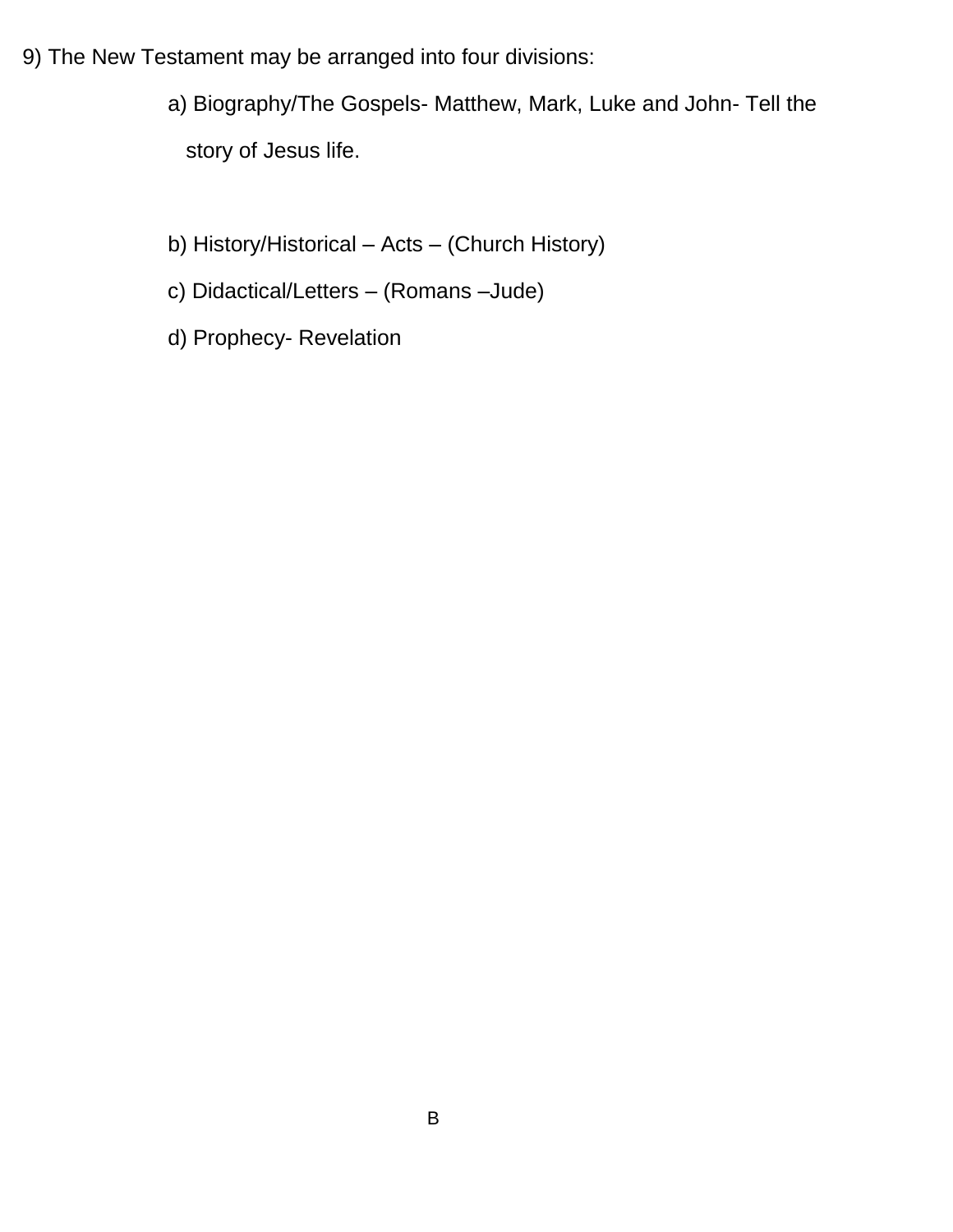9) The New Testament may be arranged into four divisions:

a) Biography/The Gospels- Matthew, Mark, Luke and John- Tell the story of Jesus life.

b) History/Historical – Acts – (Church History)

c) Didactical/Letters – (Romans –Jude)

d) Prophecy- Revelation

B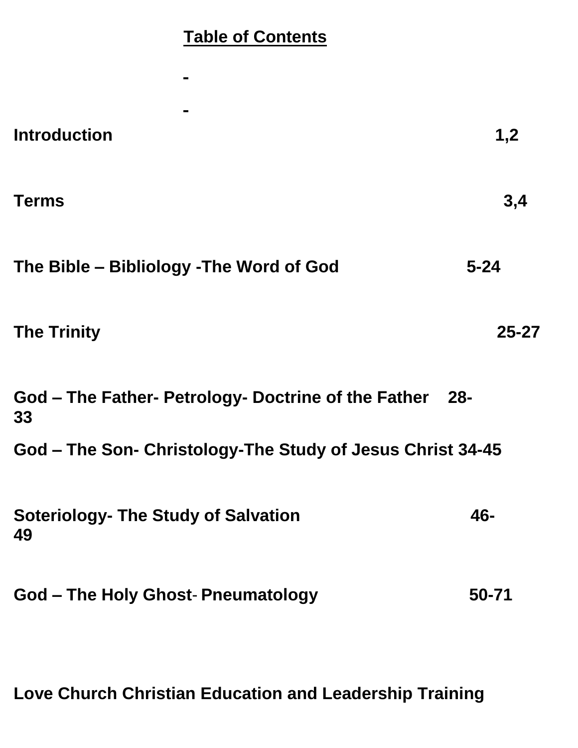# Table of Contents

-

-

| | |
|---|---|
| **Introduction** | **1,2** |
| **Terms** | **3,4** |
| **The Bible – Bibliology -The Word of God** | **5-24** |
| **The Trinity** | **25-27** |
| **God – The Father- Petrology- Doctrine of the Father** | **28-33** |
| **God – The Son- Christology-The Study of Jesus Christ** | **34-45** |
| **Soteriology- The Study of Salvation** | **46-49** |
| **God – The Holy Ghost- Pneumatology** | **50-71** |

**Love Church Christian Education and Leadership Training**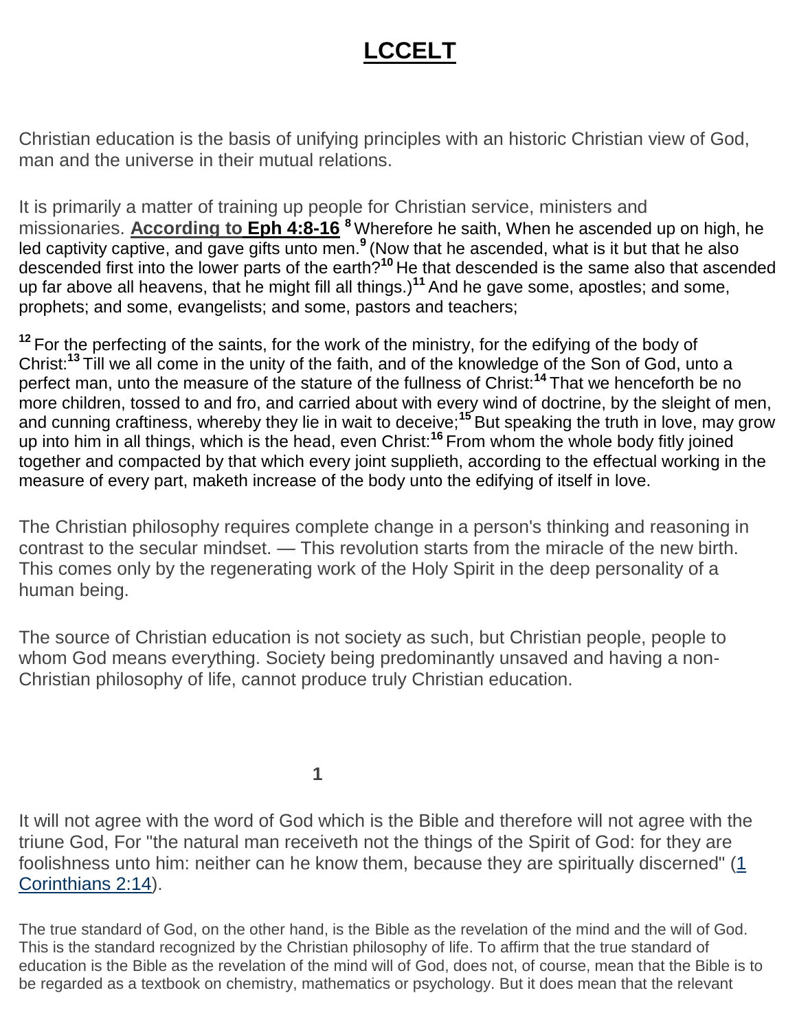# LCCELT

Christian education is the basis of unifying principles with an historic Christian view of God, man and the universe in their mutual relations.

It is primarily a matter of training up people for Christian service, ministers and missionaries. **According to Eph 4:8-16** [8] Wherefore he saith, When he ascended up on high, he led captivity captive, and gave gifts unto men.[9] (Now that he ascended, what is it but that he also descended first into the lower parts of the earth?[10] He that descended is the same also that ascended up far above all heavens, that he might fill all things.)[11] And he gave some, apostles; and some, prophets; and some, evangelists; and some, pastors and teachers;

[12] For the perfecting of the saints, for the work of the ministry, for the edifying of the body of Christ:[13] Till we all come in the unity of the faith, and of the knowledge of the Son of God, unto a perfect man, unto the measure of the stature of the fullness of Christ:[14] That we henceforth be no more children, tossed to and fro, and carried about with every wind of doctrine, by the sleight of men, and cunning craftiness, whereby they lie in wait to deceive;[15] But speaking the truth in love, may grow up into him in all things, which is the head, even Christ:[16] From whom the whole body fitly joined together and compacted by that which every joint supplieth, according to the effectual working in the measure of every part, maketh increase of the body unto the edifying of itself in love.

The Christian philosophy requires complete change in a person's thinking and reasoning in contrast to the secular mindset. — This revolution starts from the miracle of the new birth. This comes only by the regenerating work of the Holy Spirit in the deep personality of a human being.

The source of Christian education is not society as such, but Christian people, people to whom God means everything. Society being predominantly unsaved and having a non-Christian philosophy of life, cannot produce truly Christian education.

It will not agree with the word of God which is the Bible and therefore will not agree with the triune God, For "the natural man receiveth not the things of the Spirit of God: for they are foolishness unto him: neither can he know them, because they are spiritually discerned" (1 Corinthians 2:14).

The true standard of God, on the other hand, is the Bible as the revelation of the mind and the will of God. This is the standard recognized by the Christian philosophy of life. To affirm that the true standard of education is the Bible as the revelation of the mind will of God, does not, of course, mean that the Bible is to be regarded as a textbook on chemistry, mathematics or psychology. But it does mean that the relevant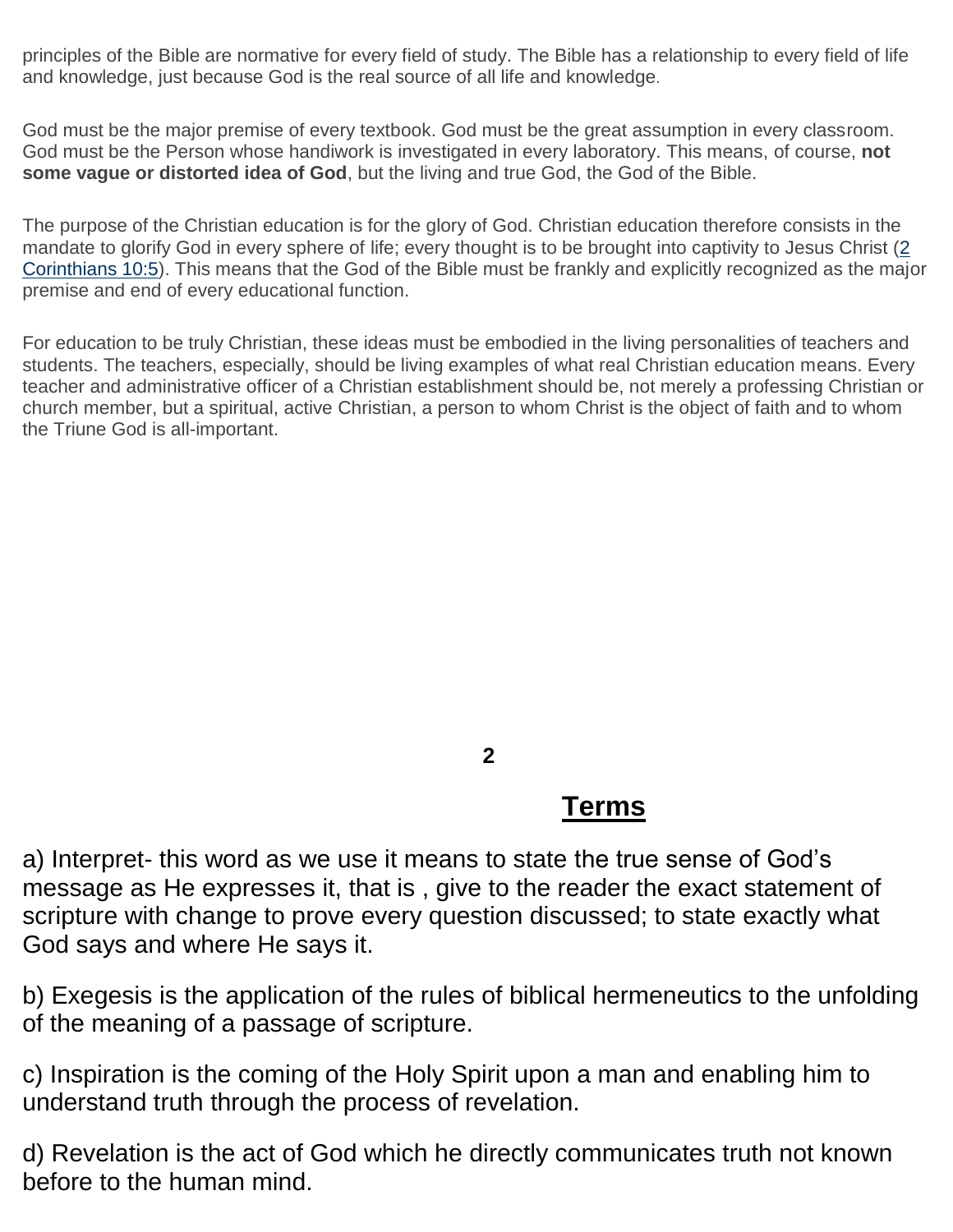principles of the Bible are normative for every field of study. The Bible has a relationship to every field of life and knowledge, just because God is the real source of all life and knowledge.

God must be the major premise of every textbook. God must be the great assumption in every classroom. God must be the Person whose handiwork is investigated in every laboratory. This means, of course, **not some vague or distorted idea of God**, but the living and true God, the God of the Bible.

The purpose of the Christian education is for the glory of God. Christian education therefore consists in the mandate to glorify God in every sphere of life; every thought is to be brought into captivity to Jesus Christ (2 Corinthians 10:5). This means that the God of the Bible must be frankly and explicitly recognized as the major premise and end of every educational function.

For education to be truly Christian, these ideas must be embodied in the living personalities of teachers and students. The teachers, especially, should be living examples of what real Christian education means. Every teacher and administrative officer of a Christian establishment should be, not merely a professing Christian or church member, but a spiritual, active Christian, a person to whom Christ is the object of faith and to whom the Triune God is all-important.

## Terms

a) Interpret- this word as we use it means to state the true sense of God's message as He expresses it, that is , give to the reader the exact statement of scripture with change to prove every question discussed; to state exactly what God says and where He says it.

b) Exegesis is the application of the rules of biblical hermeneutics to the unfolding of the meaning of a passage of scripture.

c) Inspiration is the coming of the Holy Spirit upon a man and enabling him to understand truth through the process of revelation.

d) Revelation is the act of God which he directly communicates truth not known before to the human mind.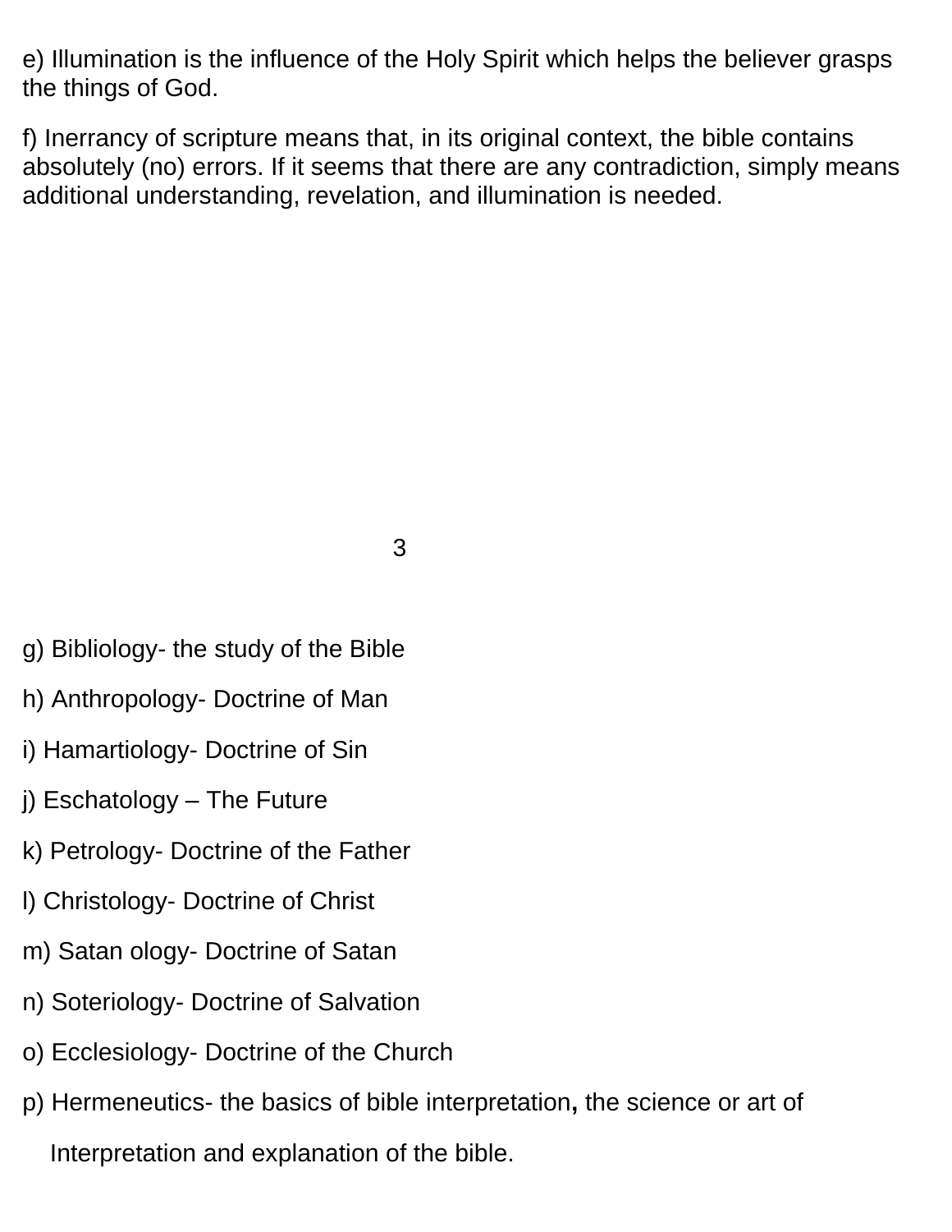e) Illumination is the influence of the Holy Spirit which helps the believer grasps the things of God.

f) Inerrancy of scripture means that, in its original context, the bible contains absolutely (no) errors. If it seems that there are any contradiction, simply means additional understanding, revelation, and illumination is needed.

g) Bibliology- the study of the Bible

h) Anthropology- Doctrine of Man

i) Hamartiology- Doctrine of Sin

j) Eschatology – The Future

k) Petrology- Doctrine of the Father

l) Christology- Doctrine of Christ

m) Satan ology- Doctrine of Satan

n) Soteriology- Doctrine of Salvation

o) Ecclesiology- Doctrine of the Church

p) Hermeneutics- the basics of bible interpretation**,** the science or art of Interpretation and explanation of the bible.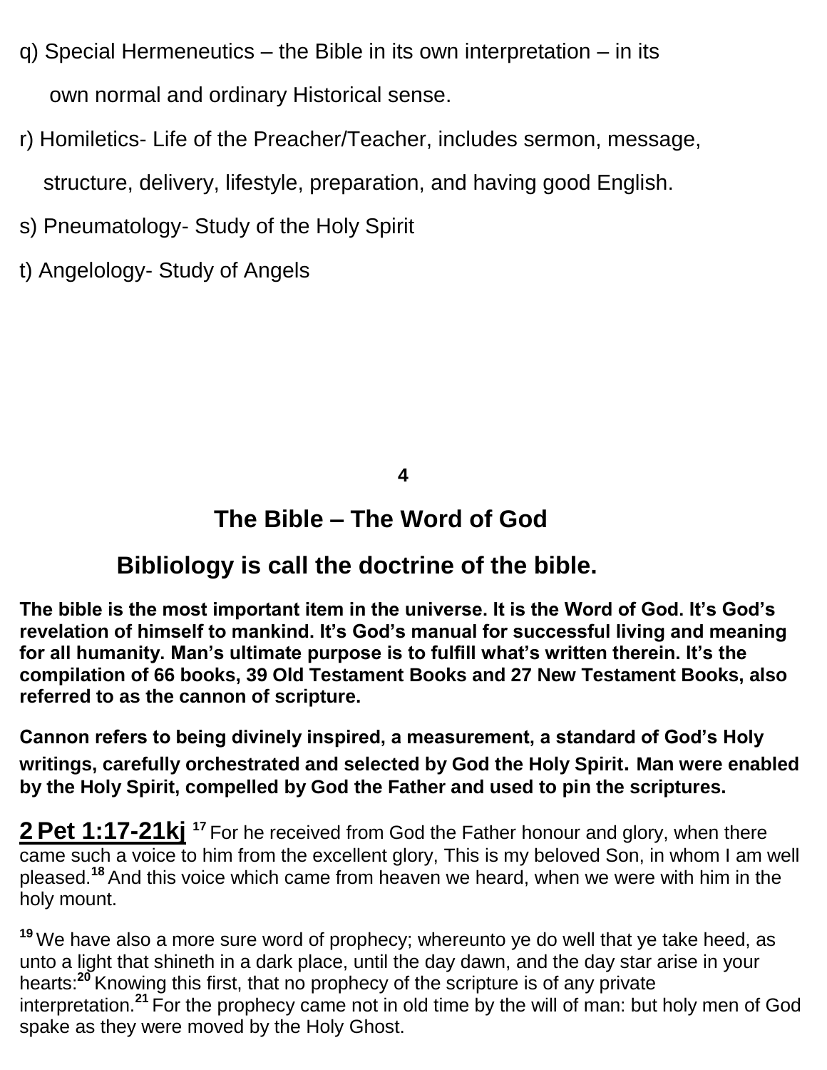q) Special Hermeneutics – the Bible in its own interpretation – in its own normal and ordinary Historical sense.

r) Homiletics- Life of the Preacher/Teacher, includes sermon, message, structure, delivery, lifestyle, preparation, and having good English.

s) Pneumatology- Study of the Holy Spirit

t) Angelology- Study of Angels

## The Bible – The Word of God

### Bibliology is call the doctrine of the bible.

**The bible is the most important item in the universe. It is the Word of God. It's God's revelation of himself to mankind. It's God's manual for successful living and meaning for all humanity. Man's ultimate purpose is to fulfill what's written therein. It's the compilation of 66 books, 39 Old Testament Books and 27 New Testament Books, also referred to as the cannon of scripture.**

**Cannon refers to being divinely inspired, a measurement, a standard of God's Holy writings, carefully orchestrated and selected by God the Holy Spirit. Man were enabled by the Holy Spirit, compelled by God the Father and used to pin the scriptures.**

**2 Pet 1:17-21kj** [17] For he received from God the Father honour and glory, when there came such a voice to him from the excellent glory, This is my beloved Son, in whom I am well pleased.[18] And this voice which came from heaven we heard, when we were with him in the holy mount.

[19] We have also a more sure word of prophecy; whereunto ye do well that ye take heed, as unto a light that shineth in a dark place, until the day dawn, and the day star arise in your hearts:[20] Knowing this first, that no prophecy of the scripture is of any private interpretation.[21] For the prophecy came not in old time by the will of man: but holy men of God spake as they were moved by the Holy Ghost.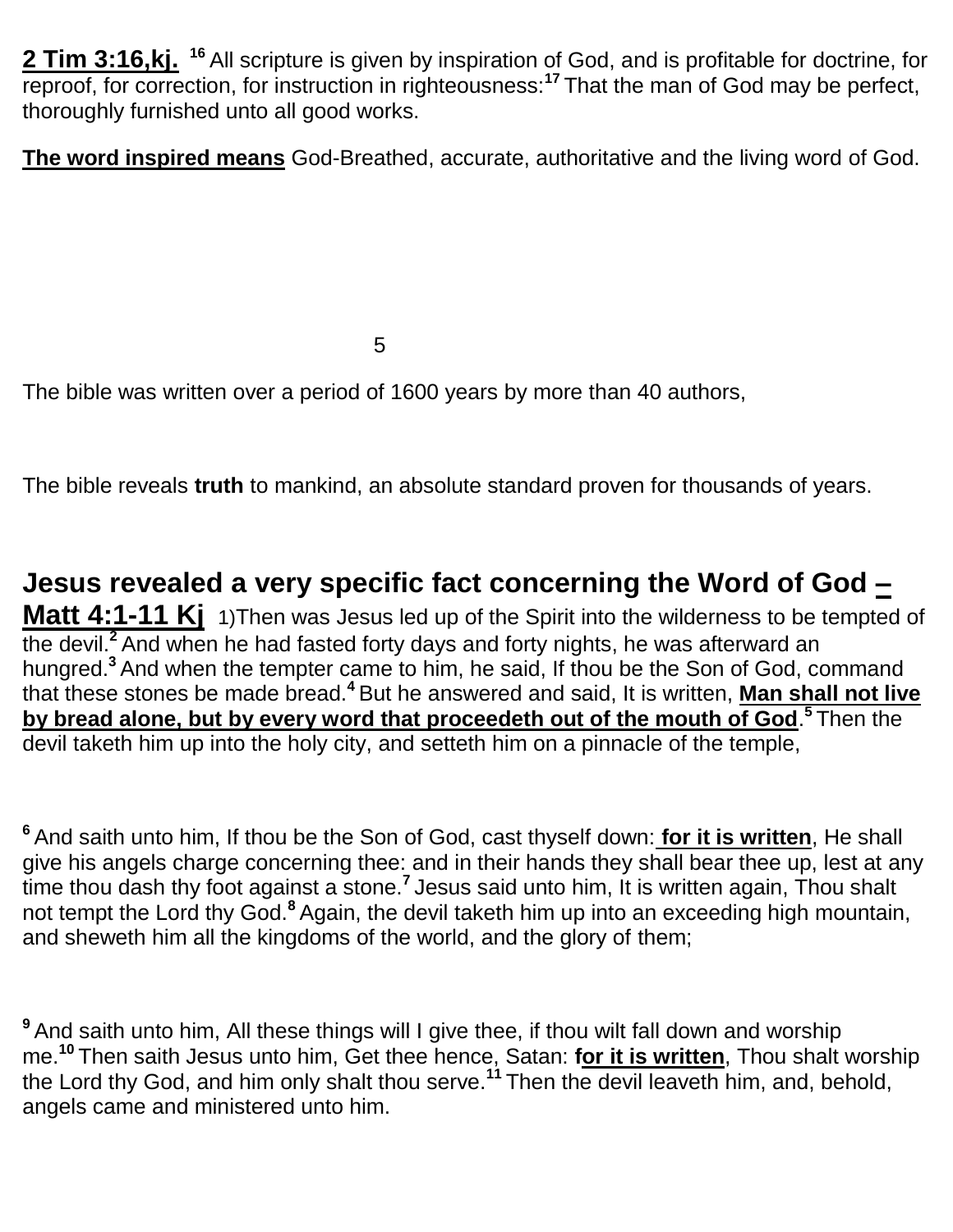**2 Tim 3:16,kj.** [16] All scripture is given by inspiration of God, and is profitable for doctrine, for reproof, for correction, for instruction in righteousness:[17] That the man of God may be perfect, thoroughly furnished unto all good works.

**The word inspired means** God-Breathed, accurate, authoritative and the living word of God.

5

The bible was written over a period of 1600 years by more than 40 authors,

The bible reveals **truth** to mankind, an absolute standard proven for thousands of years.

## Jesus revealed a very specific fact concerning the Word of God – Matt 4:1-11 Kj

1)Then was Jesus led up of the Spirit into the wilderness to be tempted of the devil.[2] And when he had fasted forty days and forty nights, he was afterward an hungred.[3] And when the tempter came to him, he said, If thou be the Son of God, command that these stones be made bread.[4] But he answered and said, It is written, **Man shall not live by bread alone, but by every word that proceedeth out of the mouth of God**.[5] Then the devil taketh him up into the holy city, and setteth him on a pinnacle of the temple,

[6] And saith unto him, If thou be the Son of God, cast thyself down: **for it is written**, He shall give his angels charge concerning thee: and in their hands they shall bear thee up, lest at any time thou dash thy foot against a stone.[7] Jesus said unto him, It is written again, Thou shalt not tempt the Lord thy God.[8] Again, the devil taketh him up into an exceeding high mountain, and sheweth him all the kingdoms of the world, and the glory of them;

[9] And saith unto him, All these things will I give thee, if thou wilt fall down and worship me.[10] Then saith Jesus unto him, Get thee hence, Satan: **for it is written**, Thou shalt worship the Lord thy God, and him only shalt thou serve.[11] Then the devil leaveth him, and, behold, angels came and ministered unto him.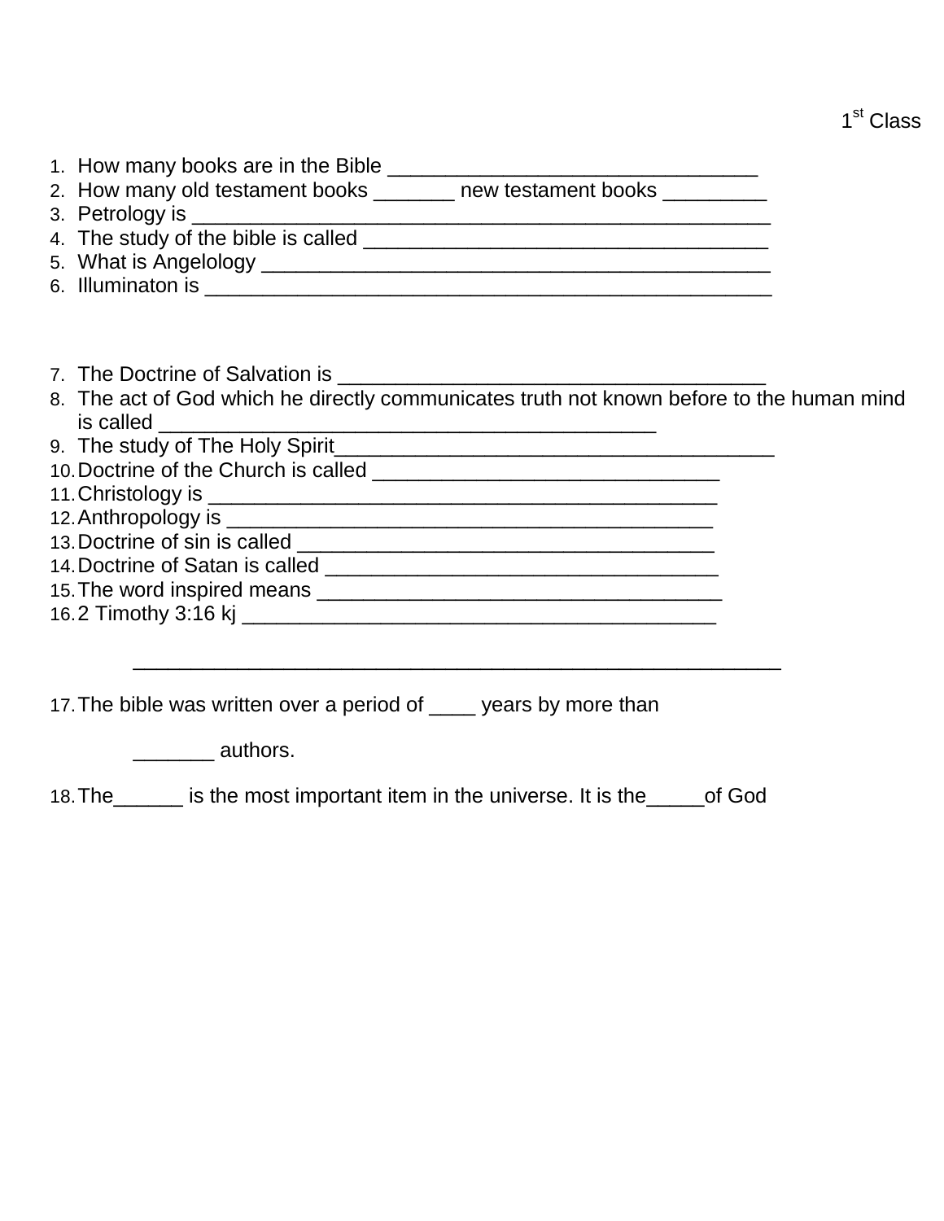1[st] Class

1. How many books are in the Bible ________________________________
2. How many old testament books _______ new testament books _________
3. Petrology is __________________________________________________
4. The study of the bible is called ___________________________________
5. What is Angelology ____________________________________________
6. Illuminaton is ________________________________________________

7. The Doctrine of Salvation is ____________________________________
8. The act of God which he directly communicates truth not known before to the human mind is called ___________________________________________
9. The study of The Holy Spirit______________________________________
10. Doctrine of the Church is called ______________________________
11. Christology is ____________________________________________
12. Anthropology is ___________________________________________
13. Doctrine of sin is called ___________________________________
14. Doctrine of Satan is called _________________________________
15. The word inspired means __________________________________
16. 2 Timothy 3:16 kj _______________________________________

    ________________________________________________________

17. The bible was written over a period of ____ years by more than

    _______ authors.

18. The______ is the most important item in the universe. It is the_____of God